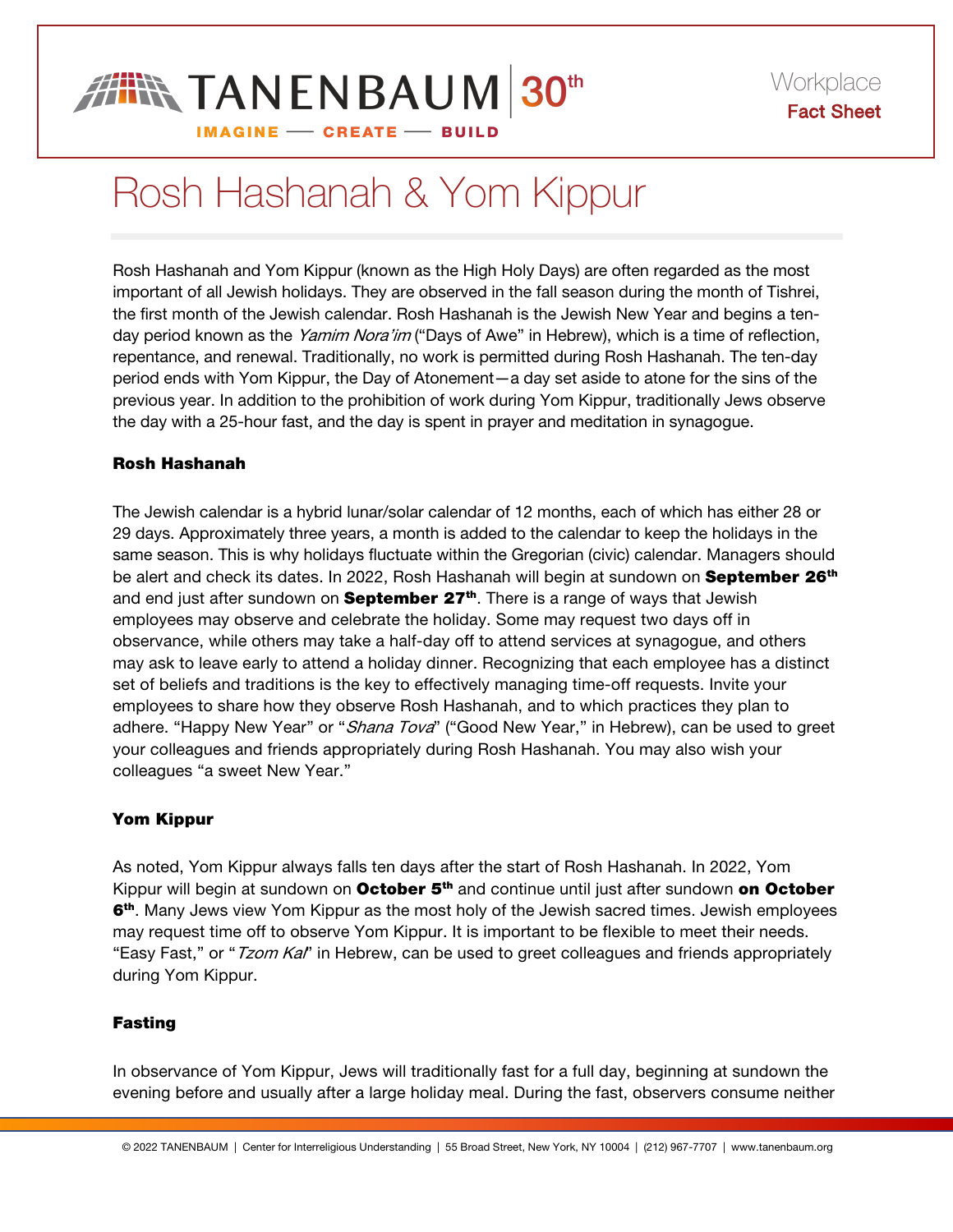TANENBAUM 30th

IMAGINE — CREATE — BUILD

Workplace
Fact Sheet

# Rosh Hashanah & Yom Kippur

Rosh Hashanah and Yom Kippur (known as the High Holy Days) are often regarded as the most important of all Jewish holidays. They are observed in the fall season during the month of Tishrei, the first month of the Jewish calendar. Rosh Hashanah is the Jewish New Year and begins a ten-day period known as the *Yamim Nora'im* ("Days of Awe" in Hebrew), which is a time of reflection, repentance, and renewal. Traditionally, no work is permitted during Rosh Hashanah. The ten-day period ends with Yom Kippur, the Day of Atonement—a day set aside to atone for the sins of the previous year. In addition to the prohibition of work during Yom Kippur, traditionally Jews observe the day with a 25-hour fast, and the day is spent in prayer and meditation in synagogue.

### Rosh Hashanah

The Jewish calendar is a hybrid lunar/solar calendar of 12 months, each of which has either 28 or 29 days. Approximately three years, a month is added to the calendar to keep the holidays in the same season. This is why holidays fluctuate within the Gregorian (civic) calendar. Managers should be alert and check its dates. In 2022, Rosh Hashanah will begin at sundown on **September 26th** and end just after sundown on **September 27th**. There is a range of ways that Jewish employees may observe and celebrate the holiday. Some may request two days off in observance, while others may take a half-day off to attend services at synagogue, and others may ask to leave early to attend a holiday dinner. Recognizing that each employee has a distinct set of beliefs and traditions is the key to effectively managing time-off requests. Invite your employees to share how they observe Rosh Hashanah, and to which practices they plan to adhere. "Happy New Year" or "*Shana Tova*" ("Good New Year," in Hebrew), can be used to greet your colleagues and friends appropriately during Rosh Hashanah. You may also wish your colleagues "a sweet New Year."

### Yom Kippur

As noted, Yom Kippur always falls ten days after the start of Rosh Hashanah. In 2022, Yom Kippur will begin at sundown on **October 5th** and continue until just after sundown **on October 6th**. Many Jews view Yom Kippur as the most holy of the Jewish sacred times. Jewish employees may request time off to observe Yom Kippur. It is important to be flexible to meet their needs. "Easy Fast," or "*Tzom Kal*" in Hebrew, can be used to greet colleagues and friends appropriately during Yom Kippur.

### Fasting

In observance of Yom Kippur, Jews will traditionally fast for a full day, beginning at sundown the evening before and usually after a large holiday meal. During the fast, observers consume neither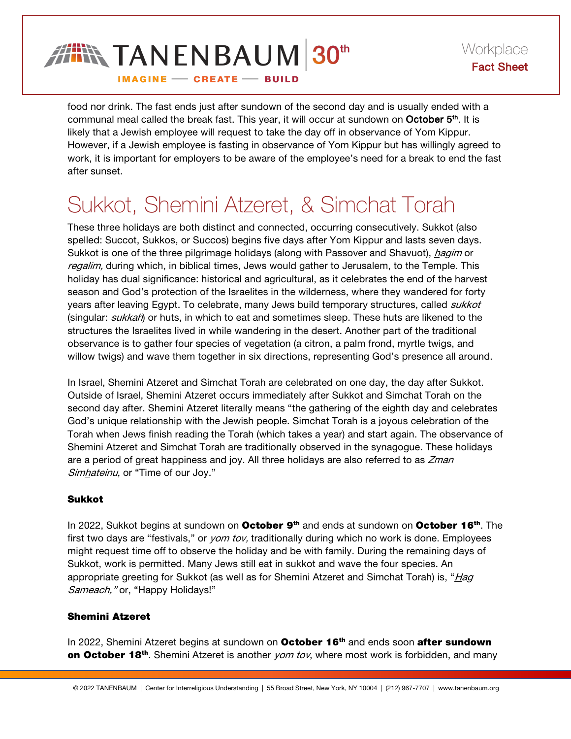food nor drink. The fast ends just after sundown of the second day and is usually ended with a communal meal called the break fast. This year, it will occur at sundown on **October 5th**. It is likely that a Jewish employee will request to take the day off in observance of Yom Kippur. However, if a Jewish employee is fasting in observance of Yom Kippur but has willingly agreed to work, it is important for employers to be aware of the employee's need for a break to end the fast after sunset.

# Sukkot, Shemini Atzeret, & Simchat Torah

These three holidays are both distinct and connected, occurring consecutively. Sukkot (also spelled: Succot, Sukkos, or Succos) begins five days after Yom Kippur and lasts seven days. Sukkot is one of the three pilgrimage holidays (along with Passover and Shavuot), *hagim* or *regalim,* during which, in biblical times, Jews would gather to Jerusalem, to the Temple. This holiday has dual significance: historical and agricultural, as it celebrates the end of the harvest season and God's protection of the Israelites in the wilderness, where they wandered for forty years after leaving Egypt. To celebrate, many Jews build temporary structures, called *sukkot* (singular: *sukkah*) or huts, in which to eat and sometimes sleep. These huts are likened to the structures the Israelites lived in while wandering in the desert. Another part of the traditional observance is to gather four species of vegetation (a citron, a palm frond, myrtle twigs, and willow twigs) and wave them together in six directions, representing God's presence all around.

In Israel, Shemini Atzeret and Simchat Torah are celebrated on one day, the day after Sukkot. Outside of Israel, Shemini Atzeret occurs immediately after Sukkot and Simchat Torah on the second day after. Shemini Atzeret literally means "the gathering of the eighth day and celebrates God's unique relationship with the Jewish people. Simchat Torah is a joyous celebration of the Torah when Jews finish reading the Torah (which takes a year) and start again. The observance of Shemini Atzeret and Simchat Torah are traditionally observed in the synagogue. These holidays are a period of great happiness and joy. All three holidays are also referred to as *Zman Simhateinu*, or "Time of our Joy."

### Sukkot

In 2022, Sukkot begins at sundown on **October 9th** and ends at sundown on **October 16th**. The first two days are "festivals," or *yom tov,* traditionally during which no work is done. Employees might request time off to observe the holiday and be with family. During the remaining days of Sukkot, work is permitted. Many Jews still eat in sukkot and wave the four species. An appropriate greeting for Sukkot (as well as for Shemini Atzeret and Simchat Torah) is, "*Hag Sameach,"* or, "Happy Holidays!"

### Shemini Atzeret

In 2022, Shemini Atzeret begins at sundown on **October 16th** and ends soon **after sundown on October 18th**. Shemini Atzeret is another *yom tov*, where most work is forbidden, and many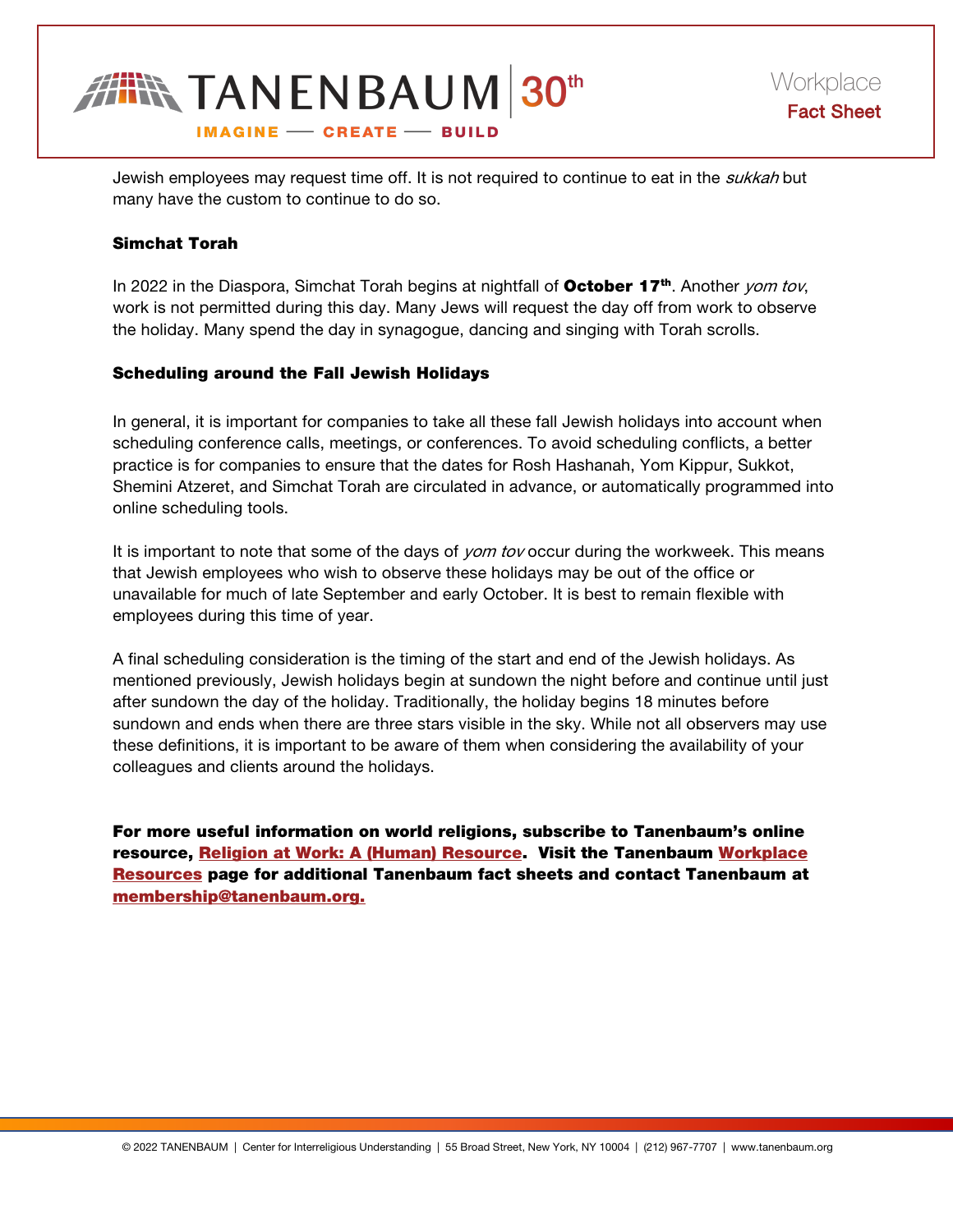Jewish employees may request time off. It is not required to continue to eat in the *sukkah* but many have the custom to continue to do so.

### Simchat Torah

In 2022 in the Diaspora, Simchat Torah begins at nightfall of **October 17th**. Another *yom tov*, work is not permitted during this day. Many Jews will request the day off from work to observe the holiday. Many spend the day in synagogue, dancing and singing with Torah scrolls.

### Scheduling around the Fall Jewish Holidays

In general, it is important for companies to take all these fall Jewish holidays into account when scheduling conference calls, meetings, or conferences. To avoid scheduling conflicts, a better practice is for companies to ensure that the dates for Rosh Hashanah, Yom Kippur, Sukkot, Shemini Atzeret, and Simchat Torah are circulated in advance, or automatically programmed into online scheduling tools.

It is important to note that some of the days of *yom tov* occur during the workweek. This means that Jewish employees who wish to observe these holidays may be out of the office or unavailable for much of late September and early October. It is best to remain flexible with employees during this time of year.

A final scheduling consideration is the timing of the start and end of the Jewish holidays. As mentioned previously, Jewish holidays begin at sundown the night before and continue until just after sundown the day of the holiday. Traditionally, the holiday begins 18 minutes before sundown and ends when there are three stars visible in the sky. While not all observers may use these definitions, it is important to be aware of them when considering the availability of your colleagues and clients around the holidays.

**For more useful information on world religions, subscribe to Tanenbaum's online resource, Religion at Work: A (Human) Resource. Visit the Tanenbaum Workplace Resources page for additional Tanenbaum fact sheets and contact Tanenbaum at membership@tanenbaum.org.**